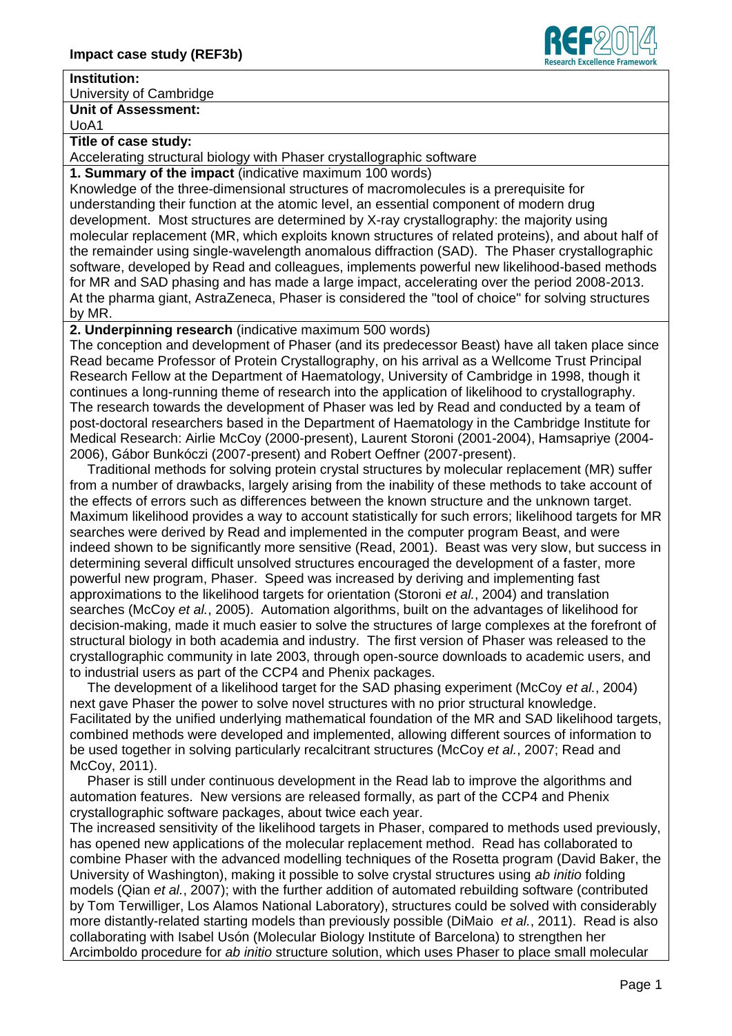**Impact case study (REF3b)**

**Institution:**

University of Cambridge

**Unit of Assessment:**

UoA1

**Title of case study:**

Accelerating structural biology with Phaser crystallographic software

**1. Summary of the impact** (indicative maximum 100 words)

Knowledge of the three-dimensional structures of macromolecules is a prerequisite for understanding their function at the atomic level, an essential component of modern drug development. Most structures are determined by X-ray crystallography: the majority using molecular replacement (MR, which exploits known structures of related proteins), and about half of the remainder using single-wavelength anomalous diffraction (SAD). The Phaser crystallographic software, developed by Read and colleagues, implements powerful new likelihood-based methods for MR and SAD phasing and has made a large impact, accelerating over the period 2008-2013. At the pharma giant, AstraZeneca, Phaser is considered the "tool of choice" for solving structures by MR.

**2. Underpinning research** (indicative maximum 500 words)

The conception and development of Phaser (and its predecessor Beast) have all taken place since Read became Professor of Protein Crystallography, on his arrival as a Wellcome Trust Principal Research Fellow at the Department of Haematology, University of Cambridge in 1998, though it continues a long-running theme of research into the application of likelihood to crystallography. The research towards the development of Phaser was led by Read and conducted by a team of post-doctoral researchers based in the Department of Haematology in the Cambridge Institute for Medical Research: Airlie McCoy (2000-present), Laurent Storoni (2001-2004), Hamsapriye (2004-2006), Gábor Bunkóczi (2007-present) and Robert Oeffner (2007-present).

Traditional methods for solving protein crystal structures by molecular replacement (MR) suffer from a number of drawbacks, largely arising from the inability of these methods to take account of the effects of errors such as differences between the known structure and the unknown target. Maximum likelihood provides a way to account statistically for such errors; likelihood targets for MR searches were derived by Read and implemented in the computer program Beast, and were indeed shown to be significantly more sensitive (Read, 2001). Beast was very slow, but success in determining several difficult unsolved structures encouraged the development of a faster, more powerful new program, Phaser. Speed was increased by deriving and implementing fast approximations to the likelihood targets for orientation (Storoni *et al.*, 2004) and translation searches (McCoy *et al.*, 2005). Automation algorithms, built on the advantages of likelihood for decision-making, made it much easier to solve the structures of large complexes at the forefront of structural biology in both academia and industry. The first version of Phaser was released to the crystallographic community in late 2003, through open-source downloads to academic users, and to industrial users as part of the CCP4 and Phenix packages.

The development of a likelihood target for the SAD phasing experiment (McCoy *et al.*, 2004) next gave Phaser the power to solve novel structures with no prior structural knowledge. Facilitated by the unified underlying mathematical foundation of the MR and SAD likelihood targets, combined methods were developed and implemented, allowing different sources of information to be used together in solving particularly recalcitrant structures (McCoy *et al.*, 2007; Read and McCoy, 2011).

Phaser is still under continuous development in the Read lab to improve the algorithms and automation features. New versions are released formally, as part of the CCP4 and Phenix crystallographic software packages, about twice each year.

The increased sensitivity of the likelihood targets in Phaser, compared to methods used previously, has opened new applications of the molecular replacement method. Read has collaborated to combine Phaser with the advanced modelling techniques of the Rosetta program (David Baker, the University of Washington), making it possible to solve crystal structures using *ab initio* folding models (Qian *et al.*, 2007); with the further addition of automated rebuilding software (contributed by Tom Terwilliger, Los Alamos National Laboratory), structures could be solved with considerably more distantly-related starting models than previously possible (DiMaio *et al.*, 2011). Read is also collaborating with Isabel Usón (Molecular Biology Institute of Barcelona) to strengthen her Arcimboldo procedure for *ab initio* structure solution, which uses Phaser to place small molecular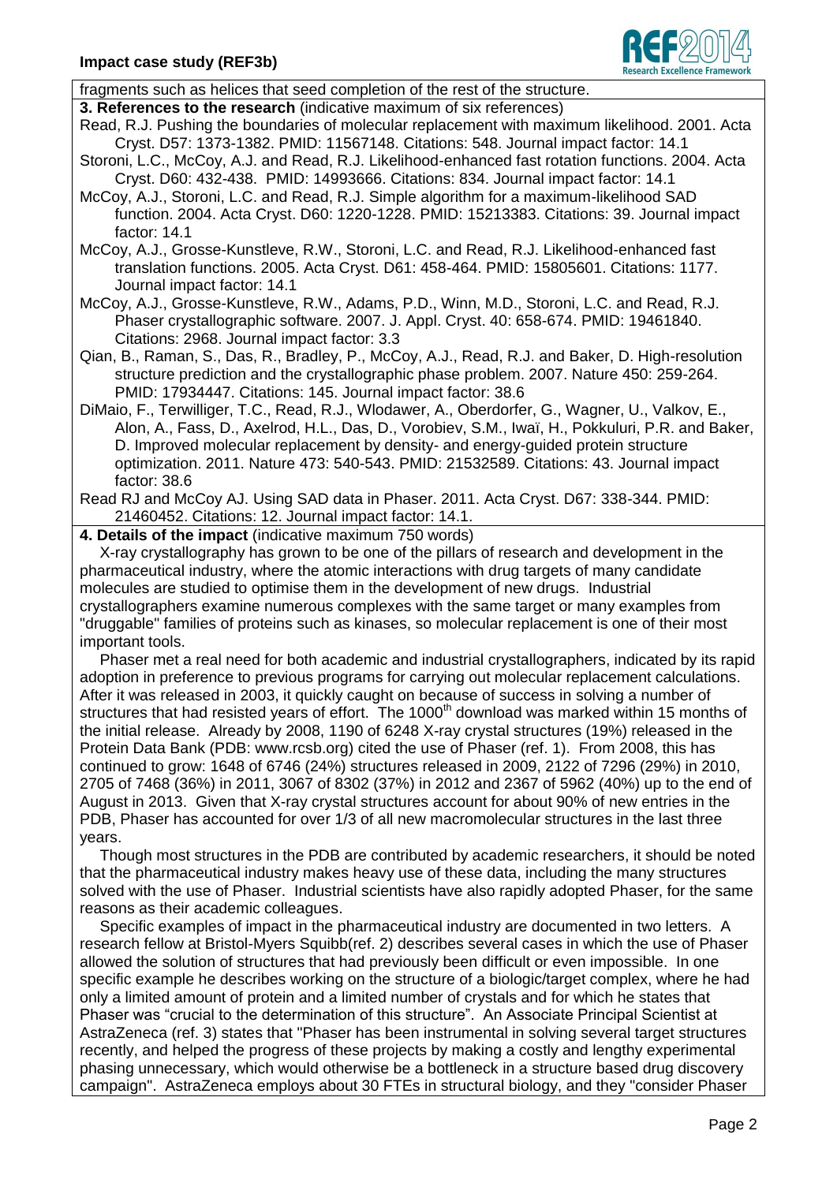fragments such as helices that seed completion of the rest of the structure.

**3. References to the research** (indicative maximum of six references)

Read, R.J. Pushing the boundaries of molecular replacement with maximum likelihood. 2001. Acta Cryst. D57: 1373-1382. PMID: 11567148. Citations: 548. Journal impact factor: 14.1

Storoni, L.C., McCoy, A.J. and Read, R.J. Likelihood-enhanced fast rotation functions. 2004. Acta Cryst. D60: 432-438. PMID: 14993666. Citations: 834. Journal impact factor: 14.1

McCoy, A.J., Storoni, L.C. and Read, R.J. Simple algorithm for a maximum-likelihood SAD function. 2004. Acta Cryst. D60: 1220-1228. PMID: 15213383. Citations: 39. Journal impact factor: 14.1

McCoy, A.J., Grosse-Kunstleve, R.W., Storoni, L.C. and Read, R.J. Likelihood-enhanced fast translation functions. 2005. Acta Cryst. D61: 458-464. PMID: 15805601. Citations: 1177. Journal impact factor: 14.1

McCoy, A.J., Grosse-Kunstleve, R.W., Adams, P.D., Winn, M.D., Storoni, L.C. and Read, R.J. Phaser crystallographic software. 2007. J. Appl. Cryst. 40: 658-674. PMID: 19461840. Citations: 2968. Journal impact factor: 3.3

Qian, B., Raman, S., Das, R., Bradley, P., McCoy, A.J., Read, R.J. and Baker, D. High-resolution structure prediction and the crystallographic phase problem. 2007. Nature 450: 259-264. PMID: 17934447. Citations: 145. Journal impact factor: 38.6

DiMaio, F., Terwilliger, T.C., Read, R.J., Wlodawer, A., Oberdorfer, G., Wagner, U., Valkov, E., Alon, A., Fass, D., Axelrod, H.L., Das, D., Vorobiev, S.M., Iwaï, H., Pokkuluri, P.R. and Baker, D. Improved molecular replacement by density- and energy-guided protein structure optimization. 2011. Nature 473: 540-543. PMID: 21532589. Citations: 43. Journal impact factor: 38.6

Read RJ and McCoy AJ. Using SAD data in Phaser. 2011. Acta Cryst. D67: 338-344. PMID: 21460452. Citations: 12. Journal impact factor: 14.1.

**4. Details of the impact** (indicative maximum 750 words)

X-ray crystallography has grown to be one of the pillars of research and development in the pharmaceutical industry, where the atomic interactions with drug targets of many candidate molecules are studied to optimise them in the development of new drugs. Industrial crystallographers examine numerous complexes with the same target or many examples from "druggable" families of proteins such as kinases, so molecular replacement is one of their most important tools.

Phaser met a real need for both academic and industrial crystallographers, indicated by its rapid adoption in preference to previous programs for carrying out molecular replacement calculations. After it was released in 2003, it quickly caught on because of success in solving a number of structures that had resisted years of effort. The 1000th download was marked within 15 months of the initial release. Already by 2008, 1190 of 6248 X-ray crystal structures (19%) released in the Protein Data Bank (PDB: www.rcsb.org) cited the use of Phaser (ref. 1). From 2008, this has continued to grow: 1648 of 6746 (24%) structures released in 2009, 2122 of 7296 (29%) in 2010, 2705 of 7468 (36%) in 2011, 3067 of 8302 (37%) in 2012 and 2367 of 5962 (40%) up to the end of August in 2013. Given that X-ray crystal structures account for about 90% of new entries in the PDB, Phaser has accounted for over 1/3 of all new macromolecular structures in the last three years.

Though most structures in the PDB are contributed by academic researchers, it should be noted that the pharmaceutical industry makes heavy use of these data, including the many structures solved with the use of Phaser. Industrial scientists have also rapidly adopted Phaser, for the same reasons as their academic colleagues.

Specific examples of impact in the pharmaceutical industry are documented in two letters. A research fellow at Bristol-Myers Squibb(ref. 2) describes several cases in which the use of Phaser allowed the solution of structures that had previously been difficult or even impossible. In one specific example he describes working on the structure of a biologic/target complex, where he had only a limited amount of protein and a limited number of crystals and for which he states that Phaser was "crucial to the determination of this structure". An Associate Principal Scientist at AstraZeneca (ref. 3) states that "Phaser has been instrumental in solving several target structures recently, and helped the progress of these projects by making a costly and lengthy experimental phasing unnecessary, which would otherwise be a bottleneck in a structure based drug discovery campaign". AstraZeneca employs about 30 FTEs in structural biology, and they "consider Phaser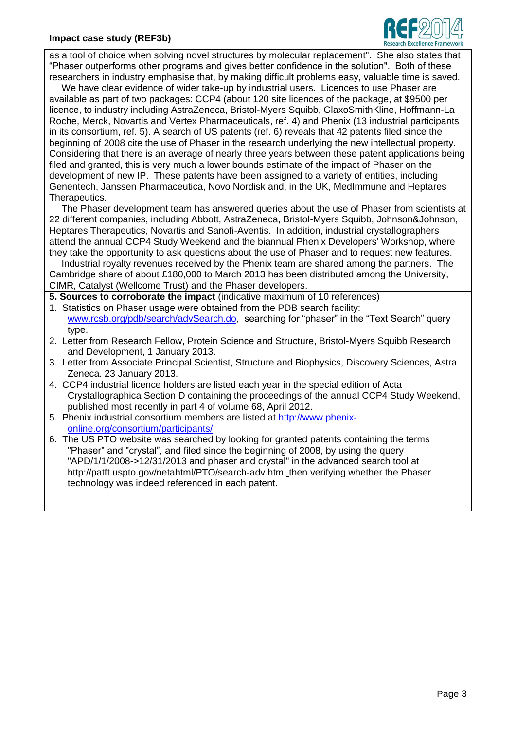as a tool of choice when solving novel structures by molecular replacement". She also states that "Phaser outperforms other programs and gives better confidence in the solution". Both of these researchers in industry emphasise that, by making difficult problems easy, valuable time is saved.

We have clear evidence of wider take-up by industrial users. Licences to use Phaser are available as part of two packages: CCP4 (about 120 site licences of the package, at $9500 per licence, to industry including AstraZeneca, Bristol-Myers Squibb, GlaxoSmithKline, Hoffmann-La Roche, Merck, Novartis and Vertex Pharmaceuticals, ref. 4) and Phenix (13 industrial participants in its consortium, ref. 5). A search of US patents (ref. 6) reveals that 42 patents filed since the beginning of 2008 cite the use of Phaser in the research underlying the new intellectual property. Considering that there is an average of nearly three years between these patent applications being filed and granted, this is very much a lower bounds estimate of the impact of Phaser on the development of new IP. These patents have been assigned to a variety of entities, including Genentech, Janssen Pharmaceutica, Novo Nordisk and, in the UK, MedImmune and Heptares Therapeutics.

The Phaser development team has answered queries about the use of Phaser from scientists at 22 different companies, including Abbott, AstraZeneca, Bristol-Myers Squibb, Johnson&Johnson, Heptares Therapeutics, Novartis and Sanofi-Aventis. In addition, industrial crystallographers attend the annual CCP4 Study Weekend and the biannual Phenix Developers' Workshop, where they take the opportunity to ask questions about the use of Phaser and to request new features.

Industrial royalty revenues received by the Phenix team are shared among the partners. The Cambridge share of about £180,000 to March 2013 has been distributed among the University, CIMR, Catalyst (Wellcome Trust) and the Phaser developers.

**5. Sources to corroborate the impact** (indicative maximum of 10 references)

1. Statistics on Phaser usage were obtained from the PDB search facility: www.rcsb.org/pdb/search/advSearch.do, searching for "phaser" in the "Text Search" query type.
2. Letter from Research Fellow, Protein Science and Structure, Bristol-Myers Squibb Research and Development, 1 January 2013.
3. Letter from Associate Principal Scientist, Structure and Biophysics, Discovery Sciences, Astra Zeneca. 23 January 2013.
4. CCP4 industrial licence holders are listed each year in the special edition of Acta Crystallographica Section D containing the proceedings of the annual CCP4 Study Weekend, published most recently in part 4 of volume 68, April 2012.
5. Phenix industrial consortium members are listed at http://www.phenix-online.org/consortium/participants/
6. The US PTO website was searched by looking for granted patents containing the terms "Phaser" and "crystal", and filed since the beginning of 2008, by using the query "APD/1/1/2008->12/31/2013 and phaser and crystal" in the advanced search tool at http://patft.uspto.gov/netahtml/PTO/search-adv.htm, then verifying whether the Phaser technology was indeed referenced in each patent.